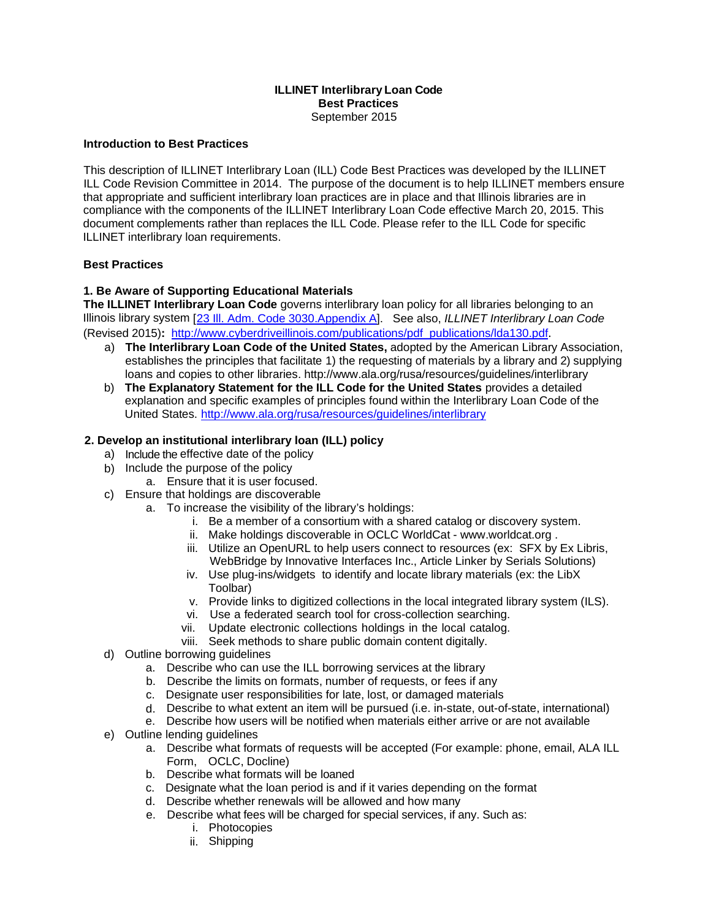**ILLINET Interlibrary Loan Code**
**Best Practices**
September 2015

### Introduction to Best Practices

This description of ILLINET Interlibrary Loan (ILL) Code Best Practices was developed by the ILLINET ILL Code Revision Committee in 2014. The purpose of the document is to help ILLINET members ensure that appropriate and sufficient interlibrary loan practices are in place and that Illinois libraries are in compliance with the components of the ILLINET Interlibrary Loan Code effective March 20, 2015. This document complements rather than replaces the ILL Code. Please refer to the ILL Code for specific ILLINET interlibrary loan requirements.

### Best Practices

#### 1. Be Aware of Supporting Educational Materials

**The ILLINET Interlibrary Loan Code** governs interlibrary loan policy for all libraries belonging to an Illinois library system [23 Ill. Adm. Code 3030.Appendix A]. See also, *ILLINET Interlibrary Loan Code* (Revised 2015)**:** http://www.cyberdriveillinois.com/publications/pdf_publications/lda130.pdf.

- a) **The Interlibrary Loan Code of the United States,** adopted by the American Library Association, establishes the principles that facilitate 1) the requesting of materials by a library and 2) supplying loans and copies to other libraries. http://www.ala.org/rusa/resources/guidelines/interlibrary
- b) **The Explanatory Statement for the ILL Code for the United States** provides a detailed explanation and specific examples of principles found within the Interlibrary Loan Code of the United States. http://www.ala.org/rusa/resources/guidelines/interlibrary

#### 2. Develop an institutional interlibrary loan (ILL) policy

- a) Include the effective date of the policy
- b) Include the purpose of the policy
  - a. Ensure that it is user focused.
- c) Ensure that holdings are discoverable
  - a. To increase the visibility of the library's holdings:
    - i. Be a member of a consortium with a shared catalog or discovery system.
    - ii. Make holdings discoverable in OCLC WorldCat - www.worldcat.org .
    - iii. Utilize an OpenURL to help users connect to resources (ex: SFX by Ex Libris, WebBridge by Innovative Interfaces Inc., Article Linker by Serials Solutions)
    - iv. Use plug-ins/widgets to identify and locate library materials (ex: the LibX Toolbar)
    - v. Provide links to digitized collections in the local integrated library system (ILS).
    - vi. Use a federated search tool for cross-collection searching.
    - vii. Update electronic collections holdings in the local catalog.
    - viii. Seek methods to share public domain content digitally.
- d) Outline borrowing guidelines
  - a. Describe who can use the ILL borrowing services at the library
  - b. Describe the limits on formats, number of requests, or fees if any
  - c. Designate user responsibilities for late, lost, or damaged materials
  - d. Describe to what extent an item will be pursued (i.e. in-state, out-of-state, international)
  - e. Describe how users will be notified when materials either arrive or are not available
- e) Outline lending guidelines
  - a. Describe what formats of requests will be accepted (For example: phone, email, ALA ILL Form, OCLC, Docline)
  - b. Describe what formats will be loaned
  - c. Designate what the loan period is and if it varies depending on the format
  - d. Describe whether renewals will be allowed and how many
  - e. Describe what fees will be charged for special services, if any. Such as:
    - i. Photocopies
    - ii. Shipping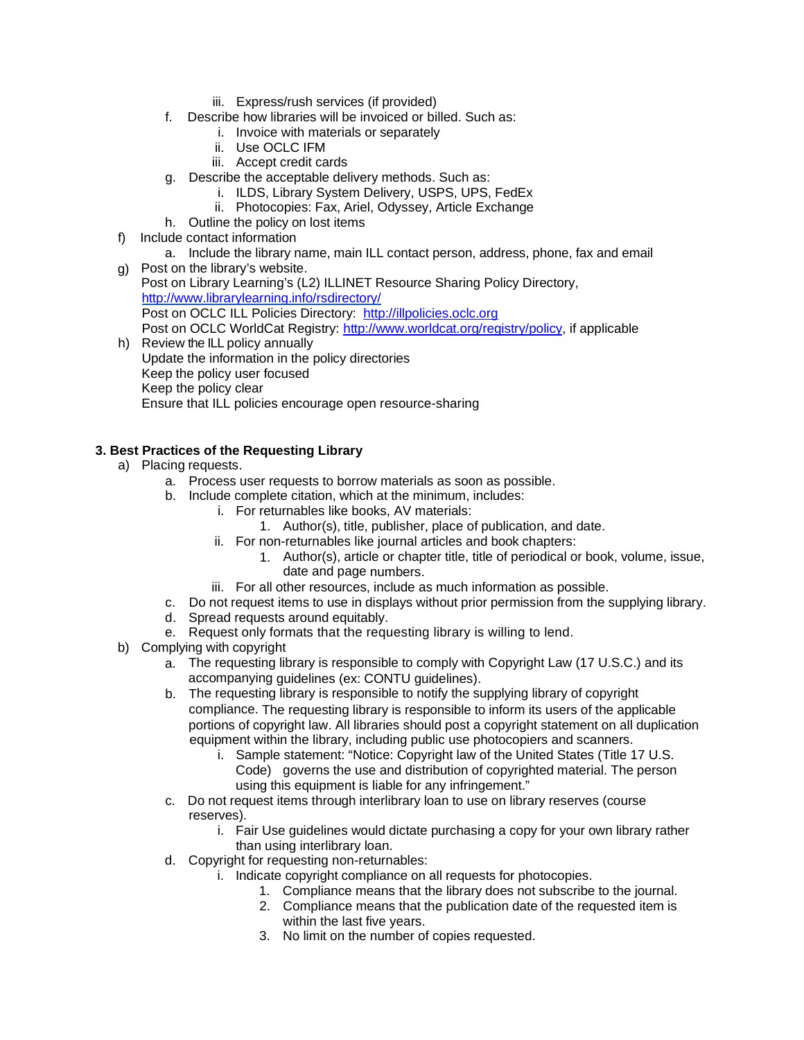iii. Express/rush services (if provided)

   f. Describe how libraries will be invoiced or billed. Such as:
      i. Invoice with materials or separately
      ii. Use OCLC IFM
      iii. Accept credit cards
   g. Describe the acceptable delivery methods. Such as:
      i. ILDS, Library System Delivery, USPS, UPS, FedEx
      ii. Photocopies: Fax, Ariel, Odyssey, Article Exchange
   h. Outline the policy on lost items

f) Include contact information
   a. Include the library name, main ILL contact person, address, phone, fax and email

g) Post on the library's website.
   Post on Library Learning's (L2) ILLINET Resource Sharing Policy Directory, [http://www.librarylearning.info/rsdirectory/](http://www.librarylearning.info/rsdirectory/)
   Post on OCLC ILL Policies Directory: [http://illpolicies.oclc.org](http://illpolicies.oclc.org)
   Post on OCLC WorldCat Registry: [http://www.worldcat.org/registry/policy](http://www.worldcat.org/registry/policy), if applicable

h) Review the ILL policy annually
   Update the information in the policy directories
   Keep the policy user focused
   Keep the policy clear
   Ensure that ILL policies encourage open resource-sharing

### 3. Best Practices of the Requesting Library

a) Placing requests.
   a. Process user requests to borrow materials as soon as possible.
   b. Include complete citation, which at the minimum, includes:
      i. For returnables like books, AV materials:
         1. Author(s), title, publisher, place of publication, and date.
      ii. For non-returnables like journal articles and book chapters:
         1. Author(s), article or chapter title, title of periodical or book, volume, issue, date and page numbers.
      iii. For all other resources, include as much information as possible.
   c. Do not request items to use in displays without prior permission from the supplying library.
   d. Spread requests around equitably.
   e. Request only formats that the requesting library is willing to lend.

b) Complying with copyright
   a. The requesting library is responsible to comply with Copyright Law (17 U.S.C.) and its accompanying guidelines (ex: CONTU guidelines).
   b. The requesting library is responsible to notify the supplying library of copyright compliance. The requesting library is responsible to inform its users of the applicable portions of copyright law. All libraries should post a copyright statement on all duplication equipment within the library, including public use photocopiers and scanners.
      i. Sample statement: "Notice: Copyright law of the United States (Title 17 U.S. Code) governs the use and distribution of copyrighted material. The person using this equipment is liable for any infringement."
   c. Do not request items through interlibrary loan to use on library reserves (course reserves).
      i. Fair Use guidelines would dictate purchasing a copy for your own library rather than using interlibrary loan.
   d. Copyright for requesting non-returnables:
      i. Indicate copyright compliance on all requests for photocopies.
         1. Compliance means that the library does not subscribe to the journal.
         2. Compliance means that the publication date of the requested item is within the last five years.
         3. No limit on the number of copies requested.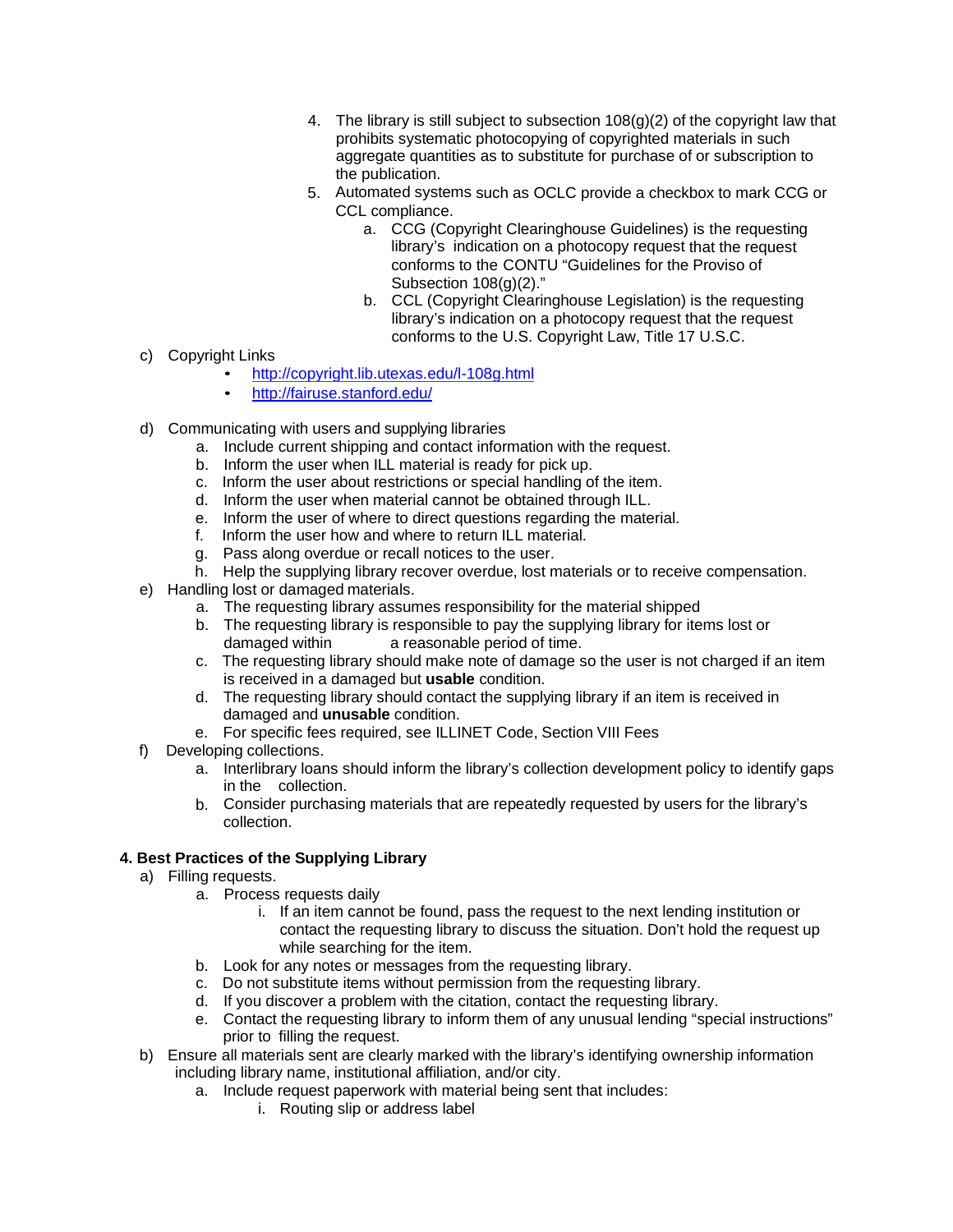4. The library is still subject to subsection 108(g)(2) of the copyright law that prohibits systematic photocopying of copyrighted materials in such aggregate quantities as to substitute for purchase of or subscription to the publication.
5. Automated systems such as OCLC provide a checkbox to mark CCG or CCL compliance.
    a. CCG (Copyright Clearinghouse Guidelines) is the requesting library's indication on a photocopy request that the request conforms to the CONTU "Guidelines for the Proviso of Subsection 108(g)(2)."
    b. CCL (Copyright Clearinghouse Legislation) is the requesting library's indication on a photocopy request that the request conforms to the U.S. Copyright Law, Title 17 U.S.C.

c) Copyright Links
- http://copyright.lib.utexas.edu/l-108g.html
- http://fairuse.stanford.edu/

d) Communicating with users and supplying libraries
    a. Include current shipping and contact information with the request.
    b. Inform the user when ILL material is ready for pick up.
    c. Inform the user about restrictions or special handling of the item.
    d. Inform the user when material cannot be obtained through ILL.
    e. Inform the user of where to direct questions regarding the material.
    f. Inform the user how and where to return ILL material.
    g. Pass along overdue or recall notices to the user.
    h. Help the supplying library recover overdue, lost materials or to receive compensation.

e) Handling lost or damaged materials.
    a. The requesting library assumes responsibility for the material shipped
    b. The requesting library is responsible to pay the supplying library for items lost or damaged within a reasonable period of time.
    c. The requesting library should make note of damage so the user is not charged if an item is received in a damaged but **usable** condition.
    d. The requesting library should contact the supplying library if an item is received in damaged and **unusable** condition.
    e. For specific fees required, see ILLINET Code, Section VIII Fees

f) Developing collections.
    a. Interlibrary loans should inform the library's collection development policy to identify gaps in the collection.
    b. Consider purchasing materials that are repeatedly requested by users for the library's collection.

### 4. Best Practices of the Supplying Library

a) Filling requests.
    a. Process requests daily
        i. If an item cannot be found, pass the request to the next lending institution or contact the requesting library to discuss the situation. Don't hold the request up while searching for the item.
    b. Look for any notes or messages from the requesting library.
    c. Do not substitute items without permission from the requesting library.
    d. If you discover a problem with the citation, contact the requesting library.
    e. Contact the requesting library to inform them of any unusual lending "special instructions" prior to filling the request.

b) Ensure all materials sent are clearly marked with the library's identifying ownership information including library name, institutional affiliation, and/or city.
    a. Include request paperwork with material being sent that includes:
        i. Routing slip or address label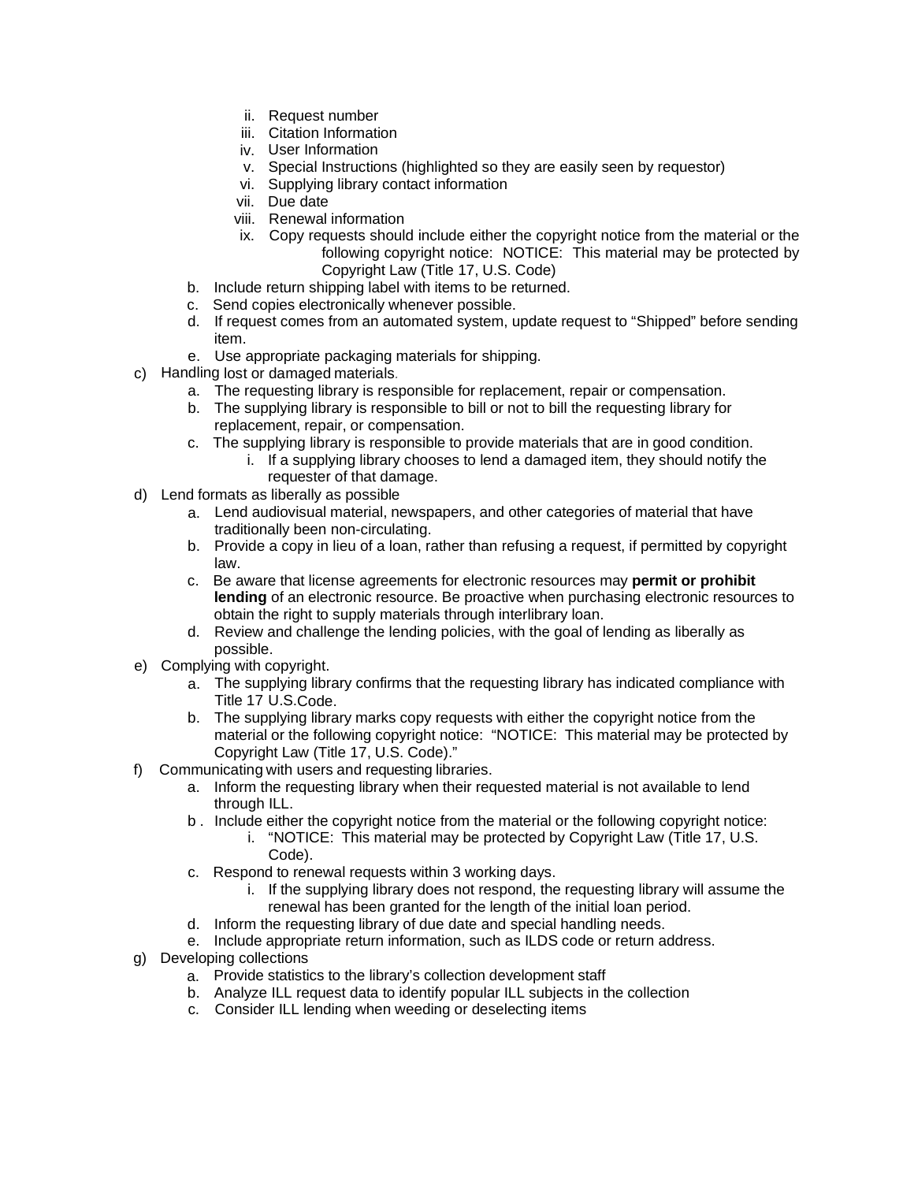- ii. Request number
   - iii. Citation Information
   - iv. User Information
   - v. Special Instructions (highlighted so they are easily seen by requestor)
   - vi. Supplying library contact information
   - vii. Due date
   - viii. Renewal information
   - ix. Copy requests should include either the copyright notice from the material or the following copyright notice: NOTICE: This material may be protected by Copyright Law (Title 17, U.S. Code)

  - b. Include return shipping label with items to be returned.
  - c. Send copies electronically whenever possible.
  - d. If request comes from an automated system, update request to "Shipped" before sending item.
  - e. Use appropriate packaging materials for shipping.

- c) Handling lost or damaged materials.
  - a. The requesting library is responsible for replacement, repair or compensation.
  - b. The supplying library is responsible to bill or not to bill the requesting library for replacement, repair, or compensation.
  - c. The supplying library is responsible to provide materials that are in good condition.
    - i. If a supplying library chooses to lend a damaged item, they should notify the requester of that damage.
- d) Lend formats as liberally as possible
  - a. Lend audiovisual material, newspapers, and other categories of material that have traditionally been non-circulating.
  - b. Provide a copy in lieu of a loan, rather than refusing a request, if permitted by copyright law.
  - c. Be aware that license agreements for electronic resources may **permit or prohibit lending** of an electronic resource. Be proactive when purchasing electronic resources to obtain the right to supply materials through interlibrary loan.
  - d. Review and challenge the lending policies, with the goal of lending as liberally as possible.
- e) Complying with copyright.
  - a. The supplying library confirms that the requesting library has indicated compliance with Title 17 U.S.Code.
  - b. The supplying library marks copy requests with either the copyright notice from the material or the following copyright notice: "NOTICE: This material may be protected by Copyright Law (Title 17, U.S. Code)."
- f) Communicating with users and requesting libraries.
  - a. Inform the requesting library when their requested material is not available to lend through ILL.
  - b . Include either the copyright notice from the material or the following copyright notice:
    - i. "NOTICE: This material may be protected by Copyright Law (Title 17, U.S. Code).
  - c. Respond to renewal requests within 3 working days.
    - i. If the supplying library does not respond, the requesting library will assume the renewal has been granted for the length of the initial loan period.
  - d. Inform the requesting library of due date and special handling needs.
  - e. Include appropriate return information, such as ILDS code or return address.
- g) Developing collections
  - a. Provide statistics to the library's collection development staff
  - b. Analyze ILL request data to identify popular ILL subjects in the collection
  - c. Consider ILL lending when weeding or deselecting items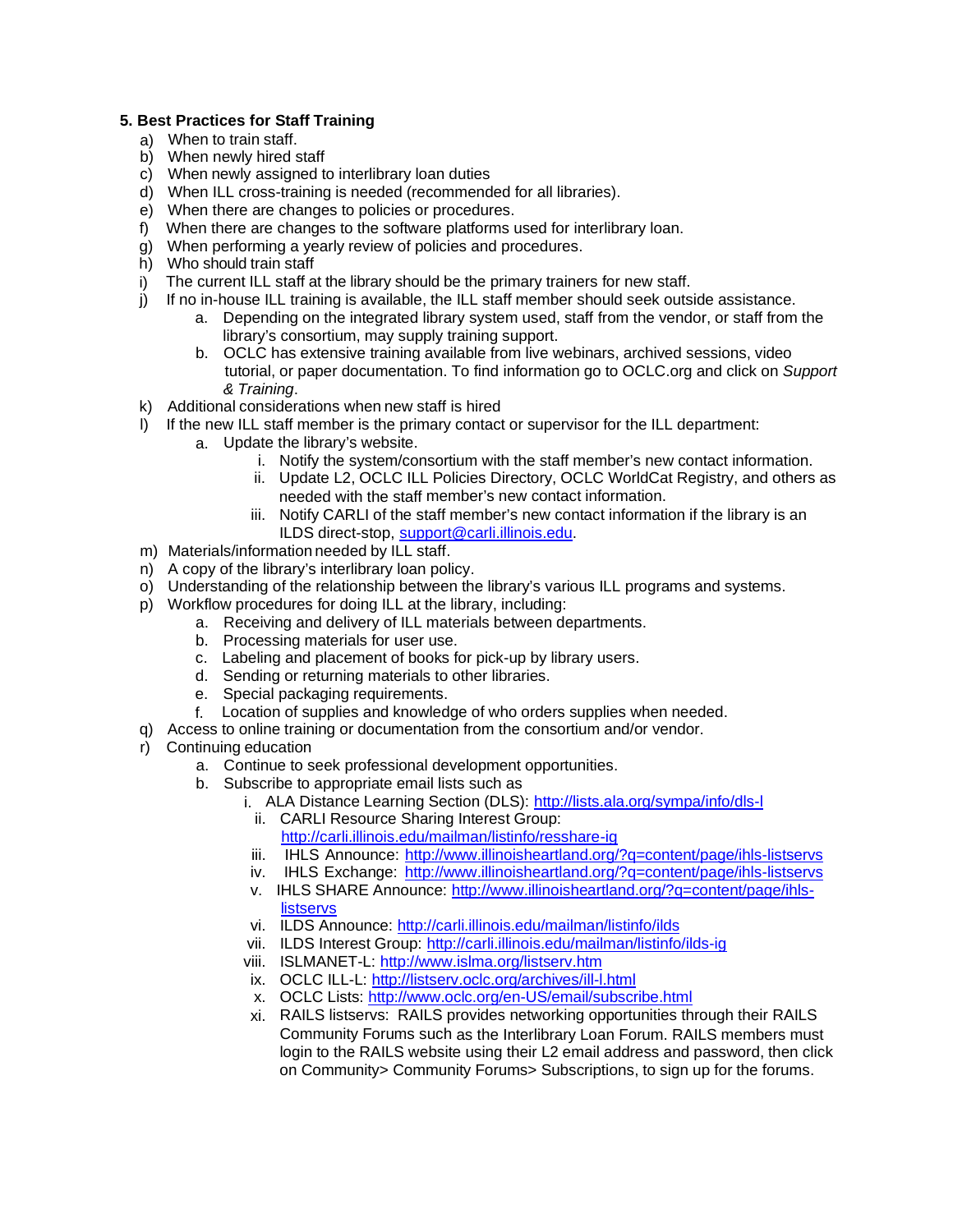**5. Best Practices for Staff Training**

a) When to train staff.
b) When newly hired staff
c) When newly assigned to interlibrary loan duties
d) When ILL cross-training is needed (recommended for all libraries).
e) When there are changes to policies or procedures.
f) When there are changes to the software platforms used for interlibrary loan.
g) When performing a yearly review of policies and procedures.
h) Who should train staff
i) The current ILL staff at the library should be the primary trainers for new staff.
j) If no in-house ILL training is available, the ILL staff member should seek outside assistance.
    a. Depending on the integrated library system used, staff from the vendor, or staff from the library's consortium, may supply training support.
    b. OCLC has extensive training available from live webinars, archived sessions, video tutorial, or paper documentation. To find information go to OCLC.org and click on *Support & Training*.
k) Additional considerations when new staff is hired
l) If the new ILL staff member is the primary contact or supervisor for the ILL department:
    a. Update the library's website.
        i. Notify the system/consortium with the staff member's new contact information.
        ii. Update L2, OCLC ILL Policies Directory, OCLC WorldCat Registry, and others as needed with the staff member's new contact information.
        iii. Notify CARLI of the staff member's new contact information if the library is an ILDS direct-stop, support@carli.illinois.edu.
m) Materials/information needed by ILL staff.
n) A copy of the library's interlibrary loan policy.
o) Understanding of the relationship between the library's various ILL programs and systems.
p) Workflow procedures for doing ILL at the library, including:
    a. Receiving and delivery of ILL materials between departments.
    b. Processing materials for user use.
    c. Labeling and placement of books for pick-up by library users.
    d. Sending or returning materials to other libraries.
    e. Special packaging requirements.
    f. Location of supplies and knowledge of who orders supplies when needed.
q) Access to online training or documentation from the consortium and/or vendor.
r) Continuing education
    a. Continue to seek professional development opportunities.
    b. Subscribe to appropriate email lists such as
        i. ALA Distance Learning Section (DLS): http://lists.ala.org/sympa/info/dls-l
        ii. CARLI Resource Sharing Interest Group: http://carli.illinois.edu/mailman/listinfo/resshare-ig
        iii. IHLS Announce: http://www.illinoisheartland.org/?q=content/page/ihls-listservs
        iv. IHLS Exchange: http://www.illinoisheartland.org/?q=content/page/ihls-listservs
        v. IHLS SHARE Announce: http://www.illinoisheartland.org/?q=content/page/ihls-listservs
        vi. ILDS Announce: http://carli.illinois.edu/mailman/listinfo/ilds
        vii. ILDS Interest Group: http://carli.illinois.edu/mailman/listinfo/ilds-ig
        viii. ISLMANET-L: http://www.islma.org/listserv.htm
        ix. OCLC ILL-L: http://listserv.oclc.org/archives/ill-l.html
        x. OCLC Lists: http://www.oclc.org/en-US/email/subscribe.html
        xi. RAILS listservs: RAILS provides networking opportunities through their RAILS Community Forums such as the Interlibrary Loan Forum. RAILS members must login to the RAILS website using their L2 email address and password, then click on Community> Community Forums> Subscriptions, to sign up for the forums.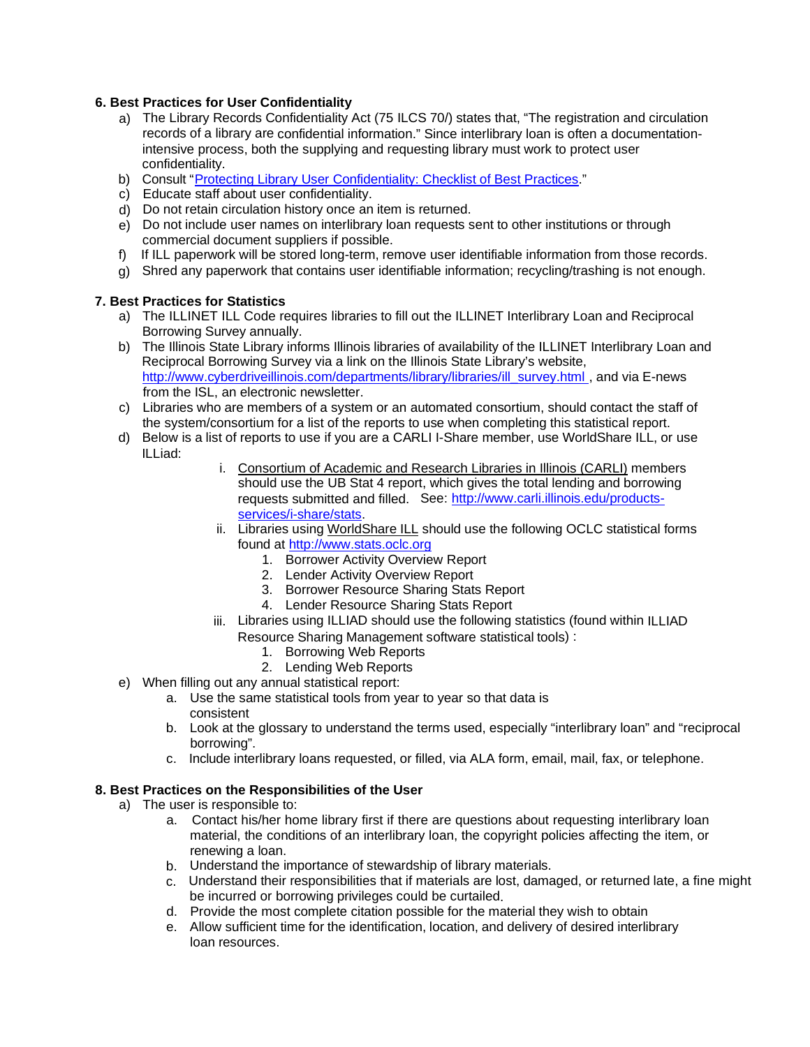**6. Best Practices for User Confidentiality**

a) The Library Records Confidentiality Act (75 ILCS 70/) states that, "The registration and circulation records of a library are confidential information." Since interlibrary loan is often a documentation-intensive process, both the supplying and requesting library must work to protect user confidentiality.
b) Consult "[Protecting Library User Confidentiality: Checklist of Best Practices](#)."
c) Educate staff about user confidentiality.
d) Do not retain circulation history once an item is returned.
e) Do not include user names on interlibrary loan requests sent to other institutions or through commercial document suppliers if possible.
f) If ILL paperwork will be stored long-term, remove user identifiable information from those records.
g) Shred any paperwork that contains user identifiable information; recycling/trashing is not enough.

**7. Best Practices for Statistics**

a) The ILLINET ILL Code requires libraries to fill out the ILLINET Interlibrary Loan and Reciprocal Borrowing Survey annually.
b) The Illinois State Library informs Illinois libraries of availability of the ILLINET Interlibrary Loan and Reciprocal Borrowing Survey via a link on the Illinois State Library's website, http://www.cyberdriveillinois.com/departments/library/libraries/ill_survey.html , and via E-news from the ISL, an electronic newsletter.
c) Libraries who are members of a system or an automated consortium, should contact the staff of the system/consortium for a list of the reports to use when completing this statistical report.
d) Below is a list of reports to use if you are a CARLI I-Share member, use WorldShare ILL, or use ILLiad:
   i. Consortium of Academic and Research Libraries in Illinois (CARLI) members should use the UB Stat 4 report, which gives the total lending and borrowing requests submitted and filled. See: http://www.carli.illinois.edu/products-services/i-share/stats.
   ii. Libraries using WorldShare ILL should use the following OCLC statistical forms found at http://www.stats.oclc.org
      1. Borrower Activity Overview Report
      2. Lender Activity Overview Report
      3. Borrower Resource Sharing Stats Report
      4. Lender Resource Sharing Stats Report
   iii. Libraries using ILLIAD should use the following statistics (found within ILLIAD Resource Sharing Management software statistical tools) :
      1. Borrowing Web Reports
      2. Lending Web Reports
e) When filling out any annual statistical report:
   a. Use the same statistical tools from year to year so that data is consistent
   b. Look at the glossary to understand the terms used, especially "interlibrary loan" and "reciprocal borrowing".
   c. Include interlibrary loans requested, or filled, via ALA form, email, mail, fax, or telephone.

**8. Best Practices on the Responsibilities of the User**

a) The user is responsible to:
   a. Contact his/her home library first if there are questions about requesting interlibrary loan material, the conditions of an interlibrary loan, the copyright policies affecting the item, or renewing a loan.
   b. Understand the importance of stewardship of library materials.
   c. Understand their responsibilities that if materials are lost, damaged, or returned late, a fine might be incurred or borrowing privileges could be curtailed.
   d. Provide the most complete citation possible for the material they wish to obtain
   e. Allow sufficient time for the identification, location, and delivery of desired interlibrary loan resources.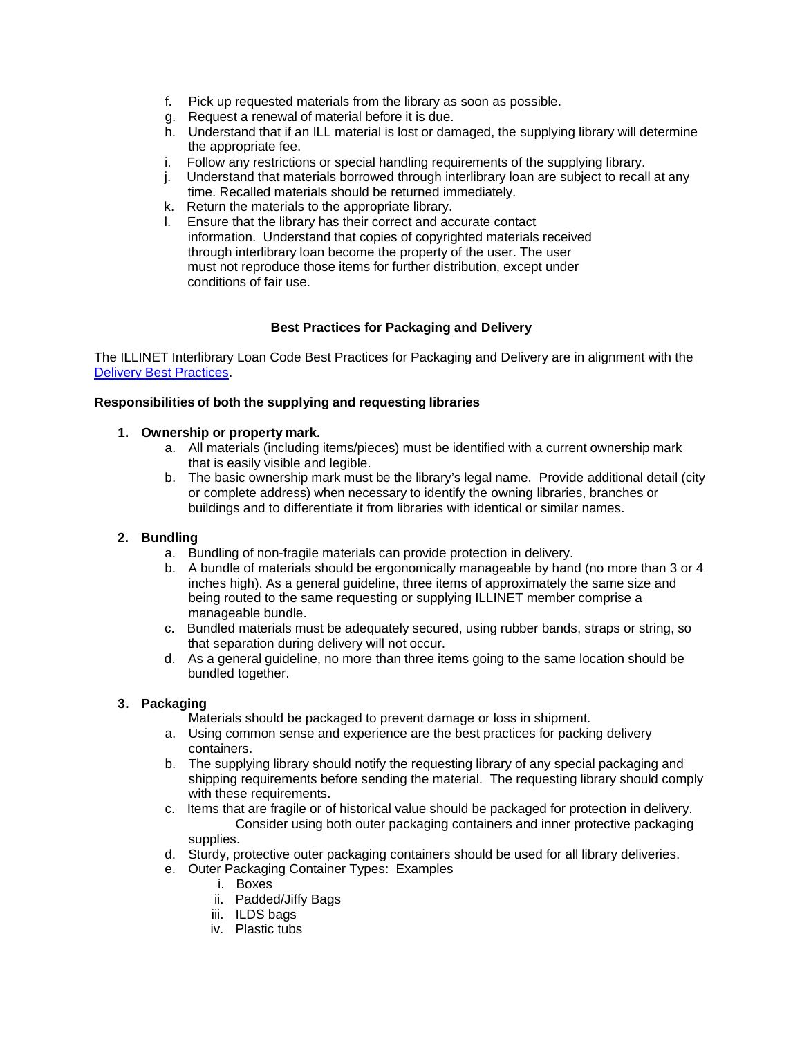f. Pick up requested materials from the library as soon as possible.
g. Request a renewal of material before it is due.
h. Understand that if an ILL material is lost or damaged, the supplying library will determine the appropriate fee.
i. Follow any restrictions or special handling requirements of the supplying library.
j. Understand that materials borrowed through interlibrary loan are subject to recall at any time. Recalled materials should be returned immediately.
k. Return the materials to the appropriate library.
l. Ensure that the library has their correct and accurate contact information. Understand that copies of copyrighted materials received through interlibrary loan become the property of the user. The user must not reproduce those items for further distribution, except under conditions of fair use.

## Best Practices for Packaging and Delivery

The ILLINET Interlibrary Loan Code Best Practices for Packaging and Delivery are in alignment with the Delivery Best Practices.

### Responsibilities of both the supplying and requesting libraries

**1. Ownership or property mark.**

a. All materials (including items/pieces) must be identified with a current ownership mark that is easily visible and legible.
b. The basic ownership mark must be the library's legal name. Provide additional detail (city or complete address) when necessary to identify the owning libraries, branches or buildings and to differentiate it from libraries with identical or similar names.

**2. Bundling**

a. Bundling of non-fragile materials can provide protection in delivery.
b. A bundle of materials should be ergonomically manageable by hand (no more than 3 or 4 inches high). As a general guideline, three items of approximately the same size and being routed to the same requesting or supplying ILLINET member comprise a manageable bundle.
c. Bundled materials must be adequately secured, using rubber bands, straps or string, so that separation during delivery will not occur.
d. As a general guideline, no more than three items going to the same location should be bundled together.

**3. Packaging**

Materials should be packaged to prevent damage or loss in shipment.

a. Using common sense and experience are the best practices for packing delivery containers.
b. The supplying library should notify the requesting library of any special packaging and shipping requirements before sending the material. The requesting library should comply with these requirements.
c. Items that are fragile or of historical value should be packaged for protection in delivery. Consider using both outer packaging containers and inner protective packaging supplies.
d. Sturdy, protective outer packaging containers should be used for all library deliveries.
e. Outer Packaging Container Types: Examples
    i. Boxes
    ii. Padded/Jiffy Bags
    iii. ILDS bags
    iv. Plastic tubs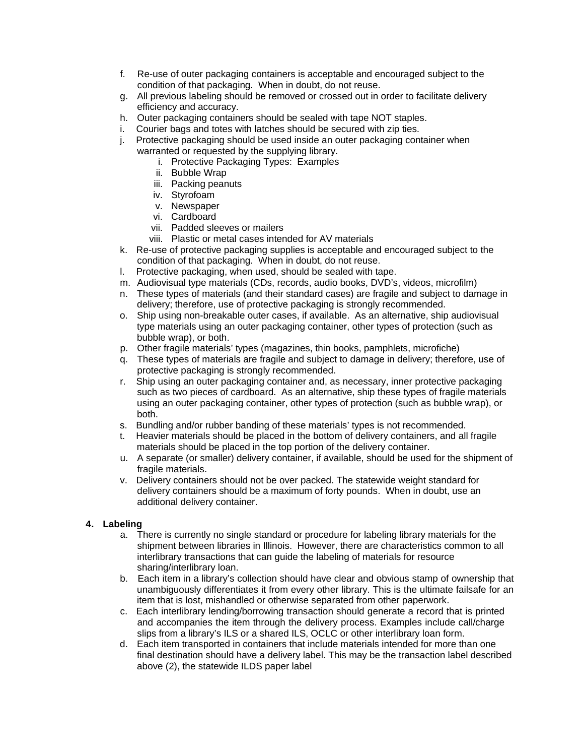f. Re-use of outer packaging containers is acceptable and encouraged subject to the condition of that packaging. When in doubt, do not reuse.
g. All previous labeling should be removed or crossed out in order to facilitate delivery efficiency and accuracy.
h. Outer packaging containers should be sealed with tape NOT staples.
i. Courier bags and totes with latches should be secured with zip ties.
j. Protective packaging should be used inside an outer packaging container when warranted or requested by the supplying library.
    i. Protective Packaging Types: Examples
    ii. Bubble Wrap
    iii. Packing peanuts
    iv. Styrofoam
    v. Newspaper
    vi. Cardboard
    vii. Padded sleeves or mailers
    viii. Plastic or metal cases intended for AV materials
k. Re-use of protective packaging supplies is acceptable and encouraged subject to the condition of that packaging. When in doubt, do not reuse.
l. Protective packaging, when used, should be sealed with tape.
m. Audiovisual type materials (CDs, records, audio books, DVD's, videos, microfilm)
n. These types of materials (and their standard cases) are fragile and subject to damage in delivery; therefore, use of protective packaging is strongly recommended.
o. Ship using non-breakable outer cases, if available. As an alternative, ship audiovisual type materials using an outer packaging container, other types of protection (such as bubble wrap), or both.
p. Other fragile materials' types (magazines, thin books, pamphlets, microfiche)
q. These types of materials are fragile and subject to damage in delivery; therefore, use of protective packaging is strongly recommended.
r. Ship using an outer packaging container and, as necessary, inner protective packaging such as two pieces of cardboard. As an alternative, ship these types of fragile materials using an outer packaging container, other types of protection (such as bubble wrap), or both.
s. Bundling and/or rubber banding of these materials' types is not recommended.
t. Heavier materials should be placed in the bottom of delivery containers, and all fragile materials should be placed in the top portion of the delivery container.
u. A separate (or smaller) delivery container, if available, should be used for the shipment of fragile materials.
v. Delivery containers should not be over packed. The statewide weight standard for delivery containers should be a maximum of forty pounds. When in doubt, use an additional delivery container.

**4. Labeling**

a. There is currently no single standard or procedure for labeling library materials for the shipment between libraries in Illinois. However, there are characteristics common to all interlibrary transactions that can guide the labeling of materials for resource sharing/interlibrary loan.
b. Each item in a library's collection should have clear and obvious stamp of ownership that unambiguously differentiates it from every other library. This is the ultimate failsafe for an item that is lost, mishandled or otherwise separated from other paperwork.
c. Each interlibrary lending/borrowing transaction should generate a record that is printed and accompanies the item through the delivery process. Examples include call/charge slips from a library's ILS or a shared ILS, OCLC or other interlibrary loan form.
d. Each item transported in containers that include materials intended for more than one final destination should have a delivery label. This may be the transaction label described above (2), the statewide ILDS paper label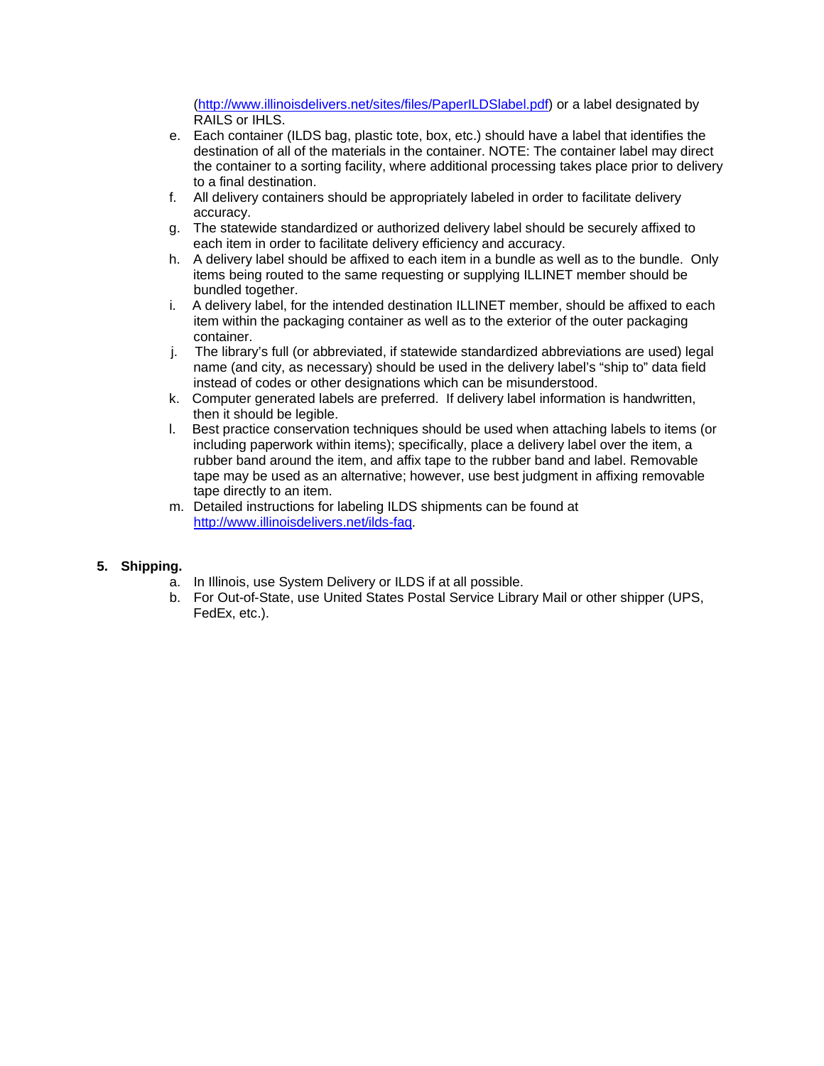(http://www.illinoisdelivers.net/sites/files/PaperILDSlabel.pdf) or a label designated by RAILS or IHLS.

e. Each container (ILDS bag, plastic tote, box, etc.) should have a label that identifies the destination of all of the materials in the container. NOTE: The container label may direct the container to a sorting facility, where additional processing takes place prior to delivery to a final destination.

f. All delivery containers should be appropriately labeled in order to facilitate delivery accuracy.

g. The statewide standardized or authorized delivery label should be securely affixed to each item in order to facilitate delivery efficiency and accuracy.

h. A delivery label should be affixed to each item in a bundle as well as to the bundle. Only items being routed to the same requesting or supplying ILLINET member should be bundled together.

i. A delivery label, for the intended destination ILLINET member, should be affixed to each item within the packaging container as well as to the exterior of the outer packaging container.

j. The library's full (or abbreviated, if statewide standardized abbreviations are used) legal name (and city, as necessary) should be used in the delivery label's "ship to" data field instead of codes or other designations which can be misunderstood.

k. Computer generated labels are preferred. If delivery label information is handwritten, then it should be legible.

l. Best practice conservation techniques should be used when attaching labels to items (or including paperwork within items); specifically, place a delivery label over the item, a rubber band around the item, and affix tape to the rubber band and label. Removable tape may be used as an alternative; however, use best judgment in affixing removable tape directly to an item.

m. Detailed instructions for labeling ILDS shipments can be found at http://www.illinoisdelivers.net/ilds-faq.

**5. Shipping.**

a. In Illinois, use System Delivery or ILDS if at all possible.

b. For Out-of-State, use United States Postal Service Library Mail or other shipper (UPS, FedEx, etc.).